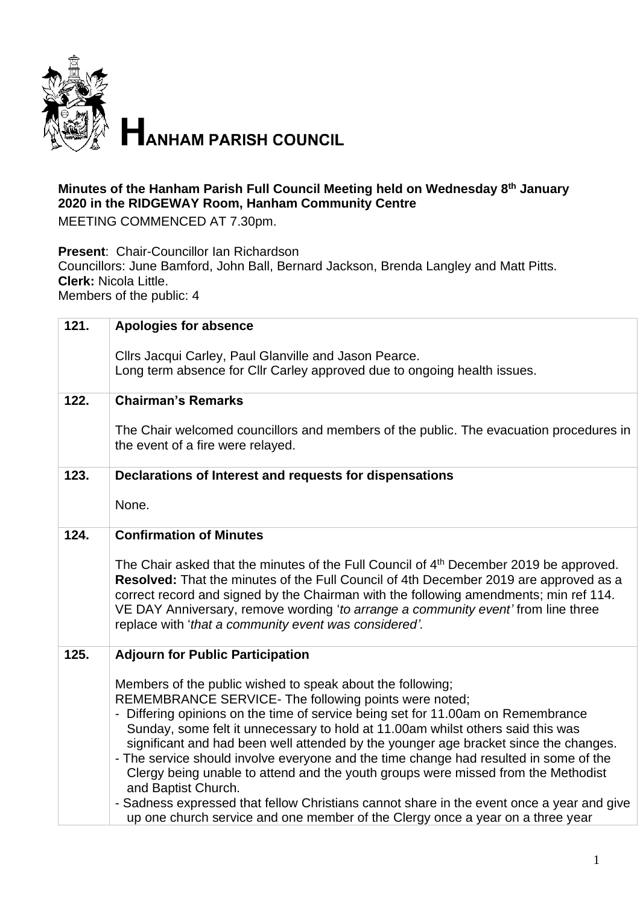# HANHAM PARISH COUNCIL

**Minutes of the Hanham Parish Full Council Meeting held on Wednesday 8th January 2020 in the RIDGEWAY Room, Hanham Community Centre**

MEETING COMMENCED AT 7.30pm.

**Present**: Chair-Councillor Ian Richardson
Councillors: June Bamford, John Ball, Bernard Jackson, Brenda Langley and Matt Pitts.
**Clerk:** Nicola Little.
Members of the public: 4

| | |
|---|---|
| **121.** | **Apologies for absence**<br><br>Cllrs Jacqui Carley, Paul Glanville and Jason Pearce.<br>Long term absence for Cllr Carley approved due to ongoing health issues. |
| **122.** | **Chairman's Remarks**<br><br>The Chair welcomed councillors and members of the public. The evacuation procedures in the event of a fire were relayed. |
| **123.** | **Declarations of Interest and requests for dispensations**<br><br>None. |
| **124.** | **Confirmation of Minutes**<br><br>The Chair asked that the minutes of the Full Council of 4th December 2019 be approved.<br>**Resolved:** That the minutes of the Full Council of 4th December 2019 are approved as a correct record and signed by the Chairman with the following amendments; min ref 114. VE DAY Anniversary, remove wording '*to arrange a community event'* from line three replace with '*that a community event was considered'.* |
| **125.** | **Adjourn for Public Participation**<br><br>Members of the public wished to speak about the following;<br>REMEMBRANCE SERVICE- The following points were noted;<br>- Differing opinions on the time of service being set for 11.00am on Remembrance Sunday, some felt it unnecessary to hold at 11.00am whilst others said this was significant and had been well attended by the younger age bracket since the changes.<br>- The service should involve everyone and the time change had resulted in some of the Clergy being unable to attend and the youth groups were missed from the Methodist and Baptist Church.<br>- Sadness expressed that fellow Christians cannot share in the event once a year and give up one church service and one member of the Clergy once a year on a three year |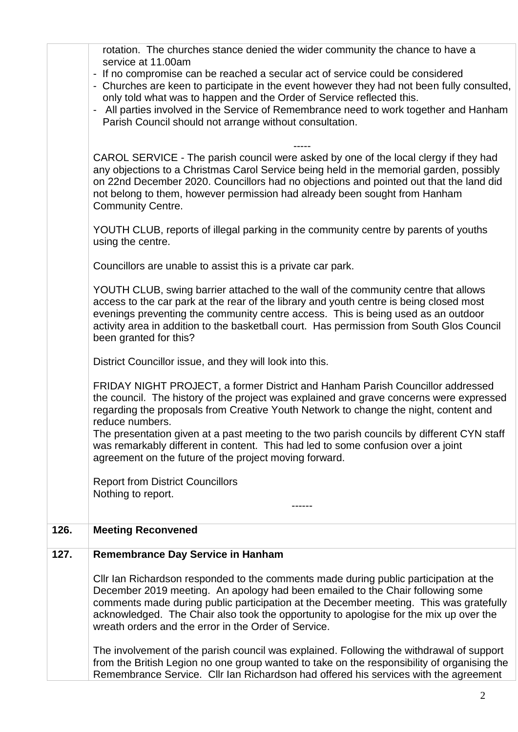| | |
|---|---|
| | rotation. The churches stance denied the wider community the chance to have a service at 11.00am<br>- If no compromise can be reached a secular act of service could be considered<br>- Churches are keen to participate in the event however they had not been fully consulted, only told what was to happen and the Order of Service reflected this.<br>- All parties involved in the Service of Remembrance need to work together and Hanham Parish Council should not arrange without consultation.<br><br>-----<br>CAROL SERVICE - The parish council were asked by one of the local clergy if they had any objections to a Christmas Carol Service being held in the memorial garden, possibly on 22nd December 2020. Councillors had no objections and pointed out that the land did not belong to them, however permission had already been sought from Hanham Community Centre.<br><br>YOUTH CLUB, reports of illegal parking in the community centre by parents of youths using the centre.<br><br>Councillors are unable to assist this is a private car park.<br><br>YOUTH CLUB, swing barrier attached to the wall of the community centre that allows access to the car park at the rear of the library and youth centre is being closed most evenings preventing the community centre access. This is being used as an outdoor activity area in addition to the basketball court. Has permission from South Glos Council been granted for this?<br><br>District Councillor issue, and they will look into this.<br><br>FRIDAY NIGHT PROJECT, a former District and Hanham Parish Councillor addressed the council. The history of the project was explained and grave concerns were expressed regarding the proposals from Creative Youth Network to change the night, content and reduce numbers.<br>The presentation given at a past meeting to the two parish councils by different CYN staff was remarkably different in content. This had led to some confusion over a joint agreement on the future of the project moving forward.<br><br>Report from District Councillors<br>Nothing to report.<br>------ |
| **126.** | **Meeting Reconvened** |
| **127.** | **Remembrance Day Service in Hanham**<br><br>Cllr Ian Richardson responded to the comments made during public participation at the December 2019 meeting. An apology had been emailed to the Chair following some comments made during public participation at the December meeting. This was gratefully acknowledged. The Chair also took the opportunity to apologise for the mix up over the wreath orders and the error in the Order of Service.<br><br>The involvement of the parish council was explained. Following the withdrawal of support from the British Legion no one group wanted to take on the responsibility of organising the Remembrance Service. Cllr Ian Richardson had offered his services with the agreement |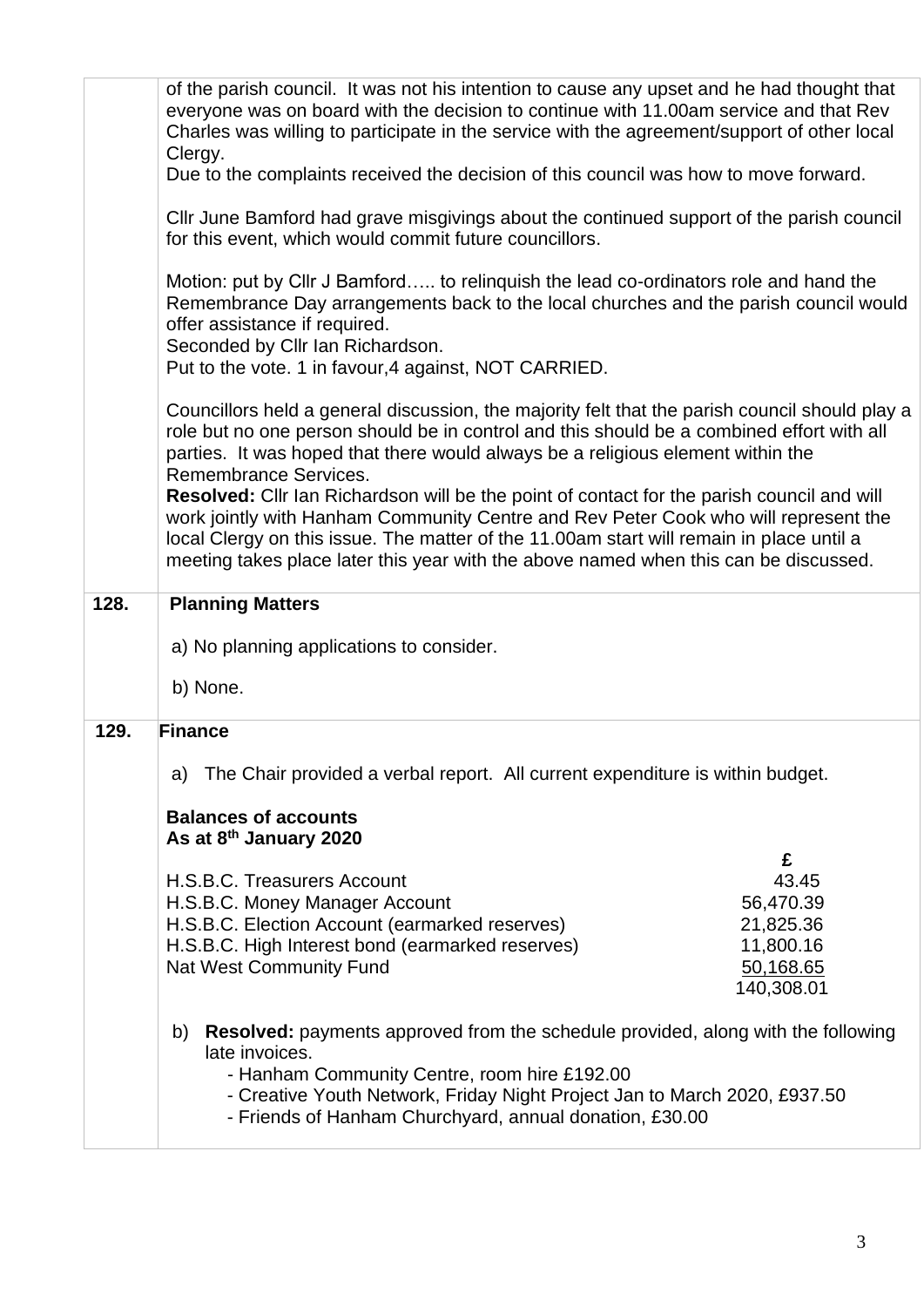of the parish council. It was not his intention to cause any upset and he had thought that everyone was on board with the decision to continue with 11.00am service and that Rev Charles was willing to participate in the service with the agreement/support of other local Clergy.
Due to the complaints received the decision of this council was how to move forward.

Cllr June Bamford had grave misgivings about the continued support of the parish council for this event, which would commit future councillors.

Motion: put by Cllr J Bamford….. to relinquish the lead co-ordinators role and hand the Remembrance Day arrangements back to the local churches and the parish council would offer assistance if required.
Seconded by Cllr Ian Richardson.
Put to the vote. 1 in favour,4 against, NOT CARRIED.

Councillors held a general discussion, the majority felt that the parish council should play a role but no one person should be in control and this should be a combined effort with all parties. It was hoped that there would always be a religious element within the Remembrance Services.
**Resolved:** Cllr Ian Richardson will be the point of contact for the parish council and will work jointly with Hanham Community Centre and Rev Peter Cook who will represent the local Clergy on this issue. The matter of the 11.00am start will remain in place until a meeting takes place later this year with the above named when this can be discussed.

**128. Planning Matters**

a) No planning applications to consider.

b) None.

**129. Finance**

a) The Chair provided a verbal report. All current expenditure is within budget.

**Balances of accounts**
**As at 8th January 2020**

| | £ |
|---|---|
| H.S.B.C. Treasurers Account | 43.45 |
| H.S.B.C. Money Manager Account | 56,470.39 |
| H.S.B.C. Election Account (earmarked reserves) | 21,825.36 |
| H.S.B.C. High Interest bond (earmarked reserves) | 11,800.16 |
| Nat West Community Fund | 50,168.65 |
| | 140,308.01 |

b) **Resolved:** payments approved from the schedule provided, along with the following late invoices.
- Hanham Community Centre, room hire £192.00
- Creative Youth Network, Friday Night Project Jan to March 2020, £937.50
- Friends of Hanham Churchyard, annual donation, £30.00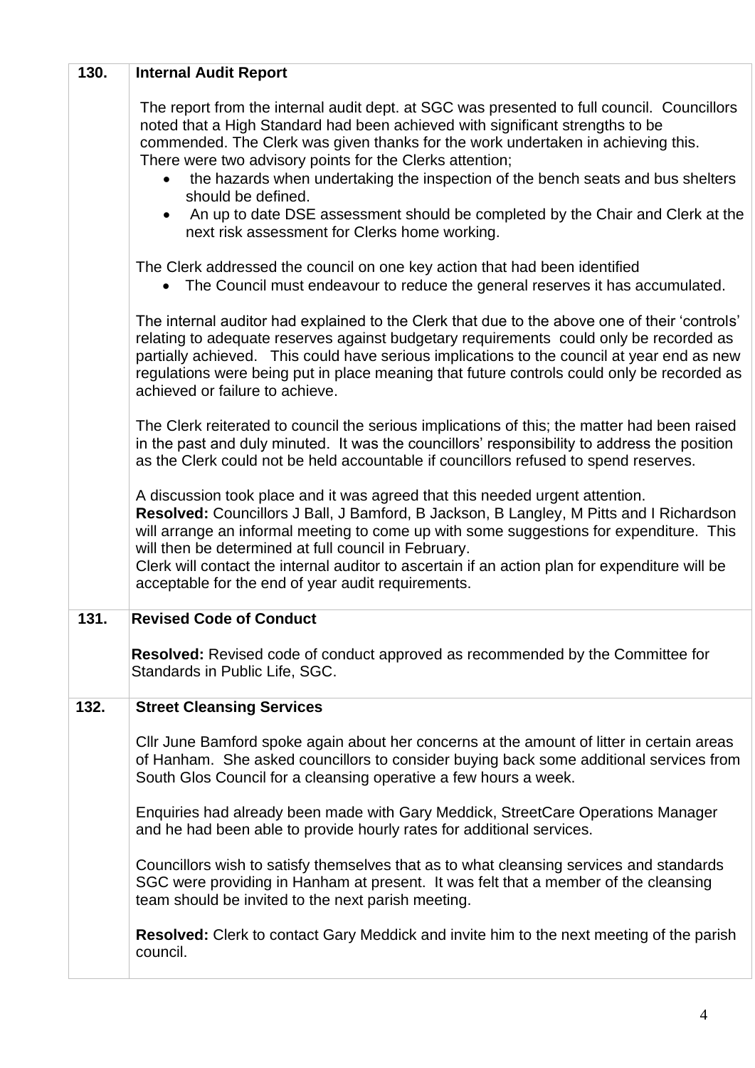| | |
|---|---|
| **130.** | **Internal Audit Report**<br><br>The report from the internal audit dept. at SGC was presented to full council. Councillors noted that a High Standard had been achieved with significant strengths to be commended. The Clerk was given thanks for the work undertaken in achieving this. There were two advisory points for the Clerks attention;<br>• the hazards when undertaking the inspection of the bench seats and bus shelters should be defined.<br>• An up to date DSE assessment should be completed by the Chair and Clerk at the next risk assessment for Clerks home working.<br><br>The Clerk addressed the council on one key action that had been identified<br>• The Council must endeavour to reduce the general reserves it has accumulated.<br><br>The internal auditor had explained to the Clerk that due to the above one of their 'controls' relating to adequate reserves against budgetary requirements could only be recorded as partially achieved. This could have serious implications to the council at year end as new regulations were being put in place meaning that future controls could only be recorded as achieved or failure to achieve.<br><br>The Clerk reiterated to council the serious implications of this; the matter had been raised in the past and duly minuted. It was the councillors' responsibility to address the position as the Clerk could not be held accountable if councillors refused to spend reserves.<br><br>A discussion took place and it was agreed that this needed urgent attention.<br>**Resolved:** Councillors J Ball, J Bamford, B Jackson, B Langley, M Pitts and I Richardson will arrange an informal meeting to come up with some suggestions for expenditure. This will then be determined at full council in February.<br>Clerk will contact the internal auditor to ascertain if an action plan for expenditure will be acceptable for the end of year audit requirements. |
| **131.** | **Revised Code of Conduct**<br><br>**Resolved:** Revised code of conduct approved as recommended by the Committee for Standards in Public Life, SGC. |
| **132.** | **Street Cleansing Services**<br><br>Cllr June Bamford spoke again about her concerns at the amount of litter in certain areas of Hanham. She asked councillors to consider buying back some additional services from South Glos Council for a cleansing operative a few hours a week.<br><br>Enquiries had already been made with Gary Meddick, StreetCare Operations Manager and he had been able to provide hourly rates for additional services.<br><br>Councillors wish to satisfy themselves that as to what cleansing services and standards SGC were providing in Hanham at present. It was felt that a member of the cleansing team should be invited to the next parish meeting.<br><br>**Resolved:** Clerk to contact Gary Meddick and invite him to the next meeting of the parish council. |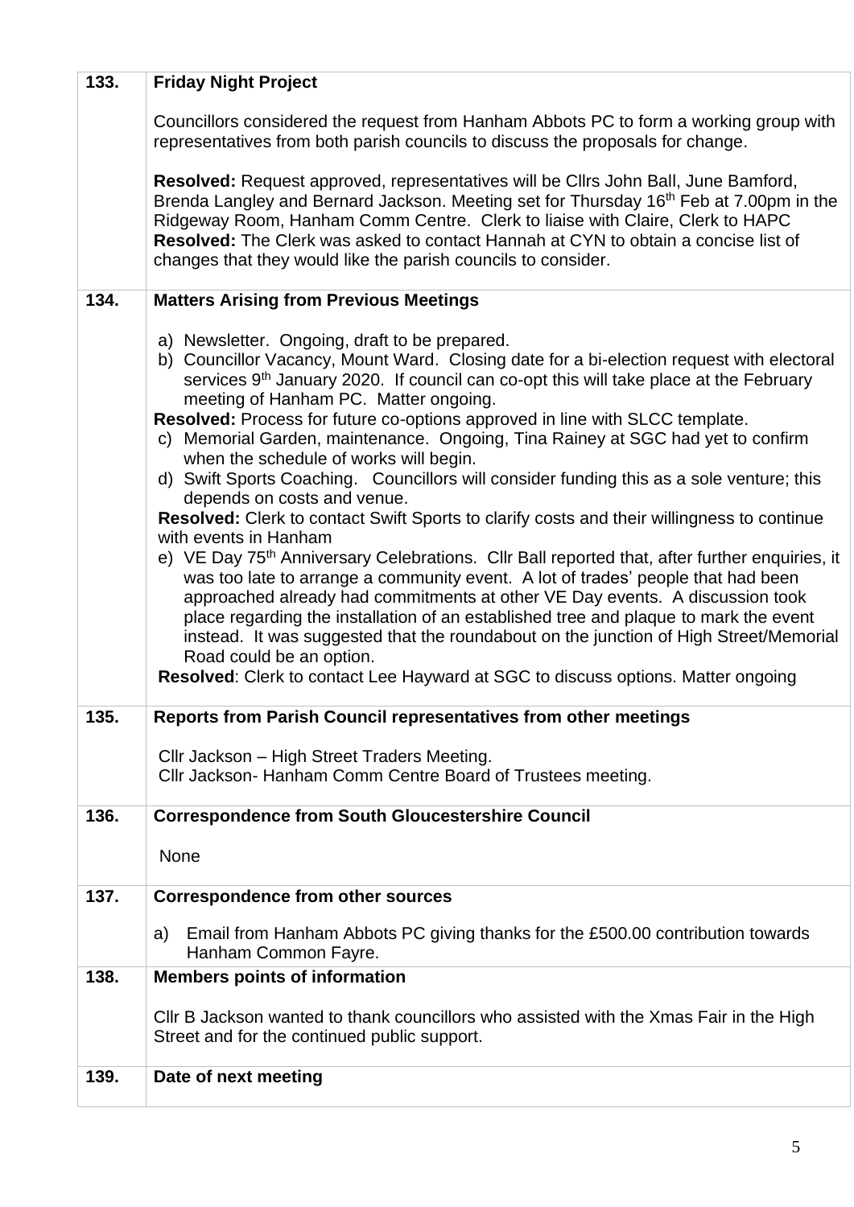| | |
|---|---|
| **133.** | **Friday Night Project**<br><br>Councillors considered the request from Hanham Abbots PC to form a working group with representatives from both parish councils to discuss the proposals for change.<br><br>**Resolved:** Request approved, representatives will be Cllrs John Ball, June Bamford, Brenda Langley and Bernard Jackson. Meeting set for Thursday 16th Feb at 7.00pm in the Ridgeway Room, Hanham Comm Centre. Clerk to liaise with Claire, Clerk to HAPC<br>**Resolved:** The Clerk was asked to contact Hannah at CYN to obtain a concise list of changes that they would like the parish councils to consider. |
| **134.** | **Matters Arising from Previous Meetings**<br><br>a) Newsletter. Ongoing, draft to be prepared.<br>b) Councillor Vacancy, Mount Ward. Closing date for a bi-election request with electoral services 9th January 2020. If council can co-opt this will take place at the February meeting of Hanham PC. Matter ongoing.<br>**Resolved:** Process for future co-options approved in line with SLCC template.<br>c) Memorial Garden, maintenance. Ongoing, Tina Rainey at SGC had yet to confirm when the schedule of works will begin.<br>d) Swift Sports Coaching. Councillors will consider funding this as a sole venture; this depends on costs and venue.<br>**Resolved:** Clerk to contact Swift Sports to clarify costs and their willingness to continue with events in Hanham<br>e) VE Day 75th Anniversary Celebrations. Cllr Ball reported that, after further enquiries, it was too late to arrange a community event. A lot of trades' people that had been approached already had commitments at other VE Day events. A discussion took place regarding the installation of an established tree and plaque to mark the event instead. It was suggested that the roundabout on the junction of High Street/Memorial Road could be an option.<br>**Resolved**: Clerk to contact Lee Hayward at SGC to discuss options. Matter ongoing |
| **135.** | **Reports from Parish Council representatives from other meetings**<br><br>Cllr Jackson – High Street Traders Meeting.<br>Cllr Jackson- Hanham Comm Centre Board of Trustees meeting. |
| **136.** | **Correspondence from South Gloucestershire Council**<br><br>None |
| **137.** | **Correspondence from other sources**<br><br>a) Email from Hanham Abbots PC giving thanks for the £500.00 contribution towards Hanham Common Fayre. |
| **138.** | **Members points of information**<br><br>Cllr B Jackson wanted to thank councillors who assisted with the Xmas Fair in the High Street and for the continued public support. |
| **139.** | **Date of next meeting** |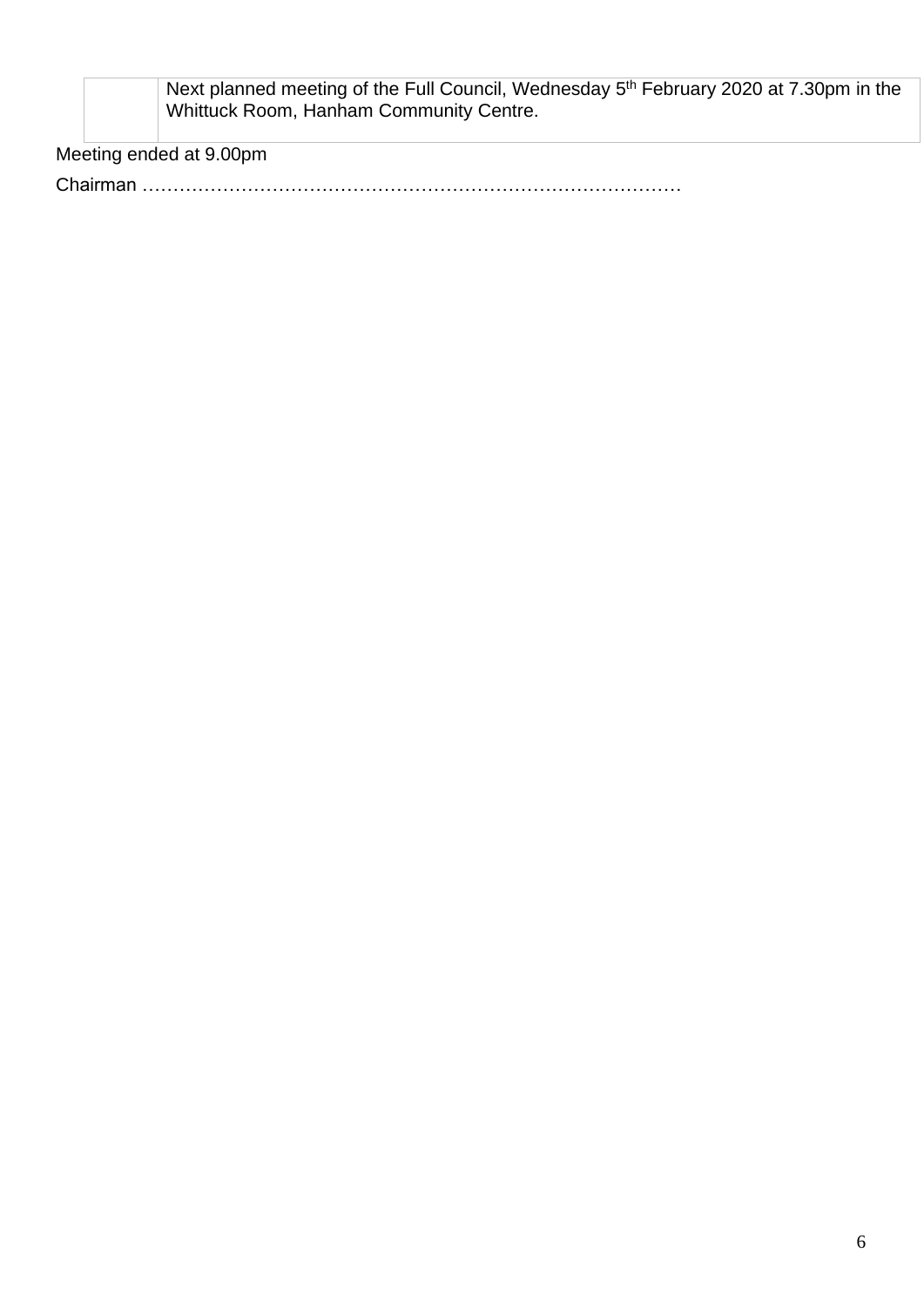| | |
|---|---|
| | Next planned meeting of the Full Council, Wednesday 5th February 2020 at 7.30pm in the Whittuck Room, Hanham Community Centre. |

Meeting ended at 9.00pm

Chairman …………………………………………………………………………